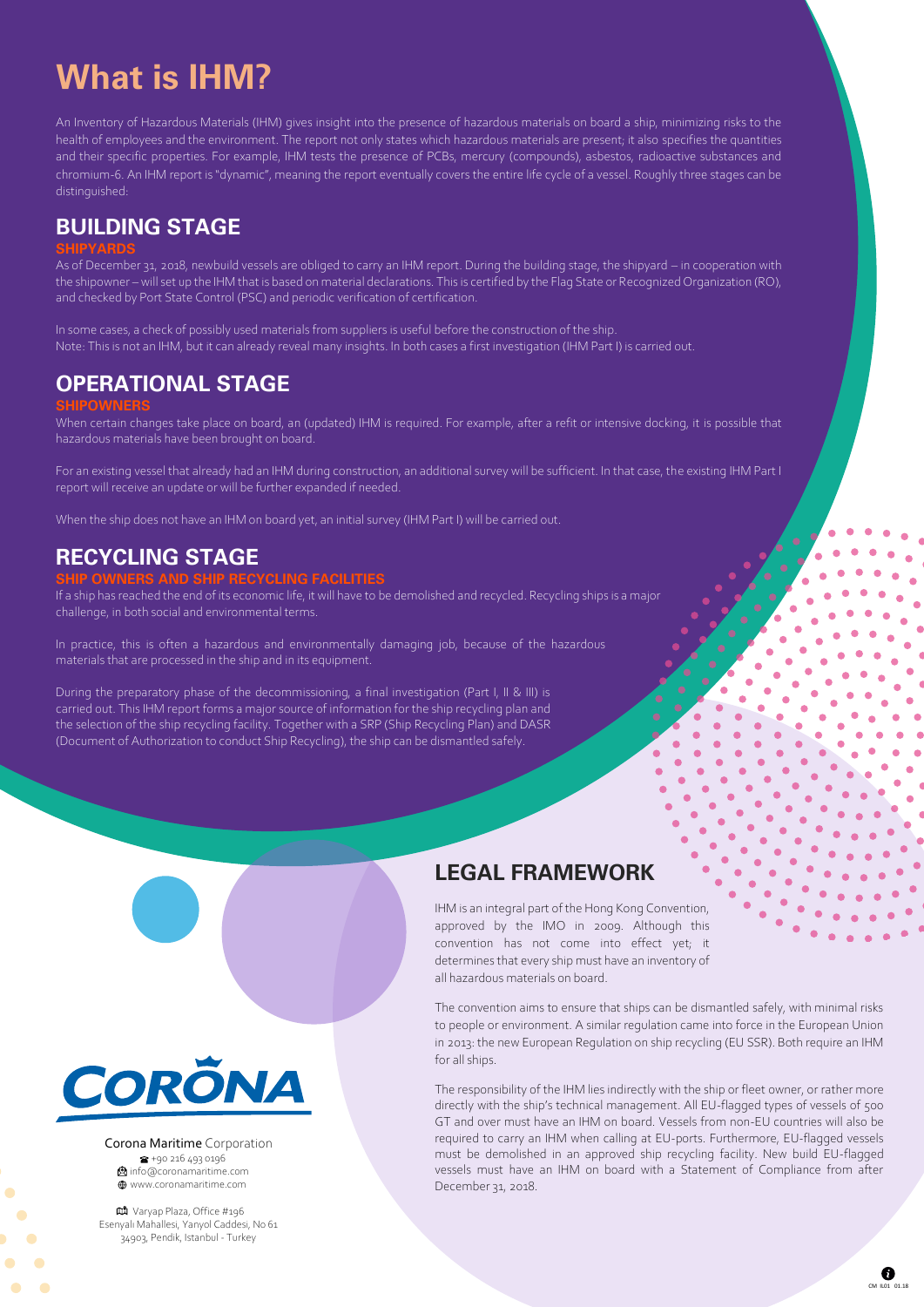# What is IHM?

An Inventory of Hazardous Materials (IHM) gives insight into the presence of hazardous materials on board a ship, minimizing risks to the health of employees and the environment. The report not only states which hazardous materials are present; it also specifies the quantities and their specific properties. For example, IHM tests the presence of PCBs, mercury (compounds), asbestos, radioactive substances and chromium-6. An IHM report is "dynamic", meaning the report eventually covers the entire life cycle of a vessel. Roughly three stages can be distinguished:

## BUILDING STAGE

### SHIPYARDS

As of December 31, 2018, newbuild vessels are obliged to carry an IHM report. During the building stage, the shipyard – in cooperation with the shipowner – will set up the IHM that is based on material declarations. This is certified by the Flag State or Recognized Organization (RO), and checked by Port State Control (PSC) and periodic verification of certification.

In some cases, a check of possibly used materials from suppliers is useful before the construction of the ship.
Note: This is not an IHM, but it can already reveal many insights. In both cases a first investigation (IHM Part I) is carried out.

## OPERATIONAL STAGE

### SHIPOWNERS

When certain changes take place on board, an (updated) IHM is required. For example, after a refit or intensive docking, it is possible that hazardous materials have been brought on board.

For an existing vessel that already had an IHM during construction, an additional survey will be sufficient. In that case, the existing IHM Part I report will receive an update or will be further expanded if needed.

When the ship does not have an IHM on board yet, an initial survey (IHM Part I) will be carried out.

## RECYCLING STAGE

### SHIP OWNERS AND SHIP RECYCLING FACILITIES

If a ship has reached the end of its economic life, it will have to be demolished and recycled. Recycling ships is a major challenge, in both social and environmental terms.

In practice, this is often a hazardous and environmentally damaging job, because of the hazardous materials that are processed in the ship and in its equipment.

During the preparatory phase of the decommissioning, a final investigation (Part I, II & III) is carried out. This IHM report forms a major source of information for the ship recycling plan and the selection of the ship recycling facility. Together with a SRP (Ship Recycling Plan) and DASR (Document of Authorization to conduct Ship Recycling), the ship can be dismantled safely.

## LEGAL FRAMEWORK

IHM is an integral part of the Hong Kong Convention, approved by the IMO in 2009. Although this convention has not come into effect yet; it determines that every ship must have an inventory of all hazardous materials on board.

The convention aims to ensure that ships can be dismantled safely, with minimal risks to people or environment. A similar regulation came into force in the European Union in 2013: the new European Regulation on ship recycling (EU SSR). Both require an IHM for all ships.

The responsibility of the IHM lies indirectly with the ship or fleet owner, or rather more directly with the ship's technical management. All EU-flagged types of vessels of 500 GT and over must have an IHM on board. Vessels from non-EU countries will also be required to carry an IHM when calling at EU-ports. Furthermore, EU-flagged vessels must be demolished in an approved ship recycling facility. New build EU-flagged vessels must have an IHM on board with a Statement of Compliance from after December 31, 2018.

CORONA

Corona Maritime Corporation
+90 216 493 0196
info@coronamaritime.com
www.coronamaritime.com

Varyap Plaza, Office #196
Esenyalı Mahallesi, Yanyol Caddesi, No 61
34903, Pendik, Istanbul - Turkey

CM IL01 01.18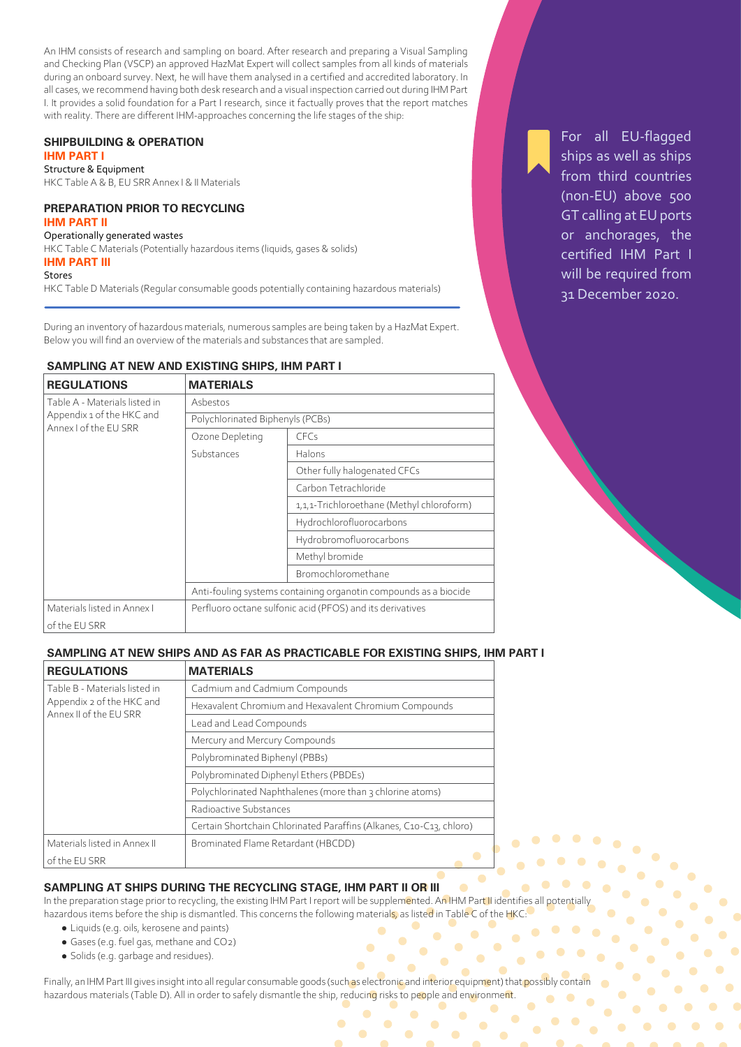An IHM consists of research and sampling on board. After research and preparing a Visual Sampling and Checking Plan (VSCP) an approved HazMat Expert will collect samples from all kinds of materials during an onboard survey. Next, he will have them analysed in a certified and accredited laboratory. In all cases, we recommend having both desk research and a visual inspection carried out during IHM Part I. It provides a solid foundation for a Part I research, since it factually proves that the report matches with reality. There are different IHM-approaches concerning the life stages of the ship:

**SHIPBUILDING & OPERATION**
**IHM PART I**
Structure & Equipment
HKC Table A & B, EU SRR Annex I & II Materials

**PREPARATION PRIOR TO RECYCLING**
**IHM PART II**
Operationally generated wastes
HKC Table C Materials (Potentially hazardous items (liquids, gases & solids)
**IHM PART III**
Stores
HKC Table D Materials (Regular consumable goods potentially containing hazardous materials)

For all EU-flagged ships as well as ships from third countries (non-EU) above 500 GT calling at EU ports or anchorages, the certified IHM Part I will be required from 31 December 2020.

During an inventory of hazardous materials, numerous samples are being taken by a HazMat Expert. Below you will find an overview of the materials and substances that are sampled.

### SAMPLING AT NEW AND EXISTING SHIPS, IHM PART I

| REGULATIONS | MATERIALS | |
|---|---|---|
| Table A - Materials listed in Appendix 1 of the HKC and Annex I of the EU SRR | Asbestos | |
| | Polychlorinated Biphenyls (PCBs) | |
| | Ozone Depleting Substances | CFCs |
| | | Halons |
| | | Other fully halogenated CFCs |
| | | Carbon Tetrachloride |
| | | 1,1,1-Trichloroethane (Methyl chloroform) |
| | | Hydrochlorofluorocarbons |
| | | Hydrobromofluorocarbons |
| | | Methyl bromide |
| | | Bromochloromethane |
| | Anti-fouling systems containing organotin compounds as a biocide | |
| Materials listed in Annex I of the EU SRR | Perfluoro octane sulfonic acid (PFOS) and its derivatives | |

### SAMPLING AT NEW SHIPS AND AS FAR AS PRACTICABLE FOR EXISTING SHIPS, IHM PART I

| REGULATIONS | MATERIALS |
|---|---|
| Table B - Materials listed in Appendix 2 of the HKC and Annex II of the EU SRR | Cadmium and Cadmium Compounds |
| | Hexavalent Chromium and Hexavalent Chromium Compounds |
| | Lead and Lead Compounds |
| | Mercury and Mercury Compounds |
| | Polybrominated Biphenyl (PBBs) |
| | Polybrominated Diphenyl Ethers (PBDEs) |
| | Polychlorinated Naphthalenes (more than 3 chlorine atoms) |
| | Radioactive Substances |
| | Certain Shortchain Chlorinated Paraffins (Alkanes, $C_{10}$-$C_{13}$, chloro) |
| Materials listed in Annex II of the EU SRR | Brominated Flame Retardant (HBCDD) |

### SAMPLING AT SHIPS DURING THE RECYCLING STAGE, IHM PART II OR III

In the preparation stage prior to recycling, the existing IHM Part I report will be supplemented. An IHM Part II identifies all potentially hazardous items before the ship is dismantled. This concerns the following materials, as listed in Table C of the HKC:

- Liquids (e.g. oils, kerosene and paints)
- Gases (e.g. fuel gas, methane and $CO_2$)
- Solids (e.g. garbage and residues).

Finally, an IHM Part III gives insight into all regular consumable goods (such as electronic and interior equipment) that possibly contain hazardous materials (Table D). All in order to safely dismantle the ship, reducing risks to people and environment.